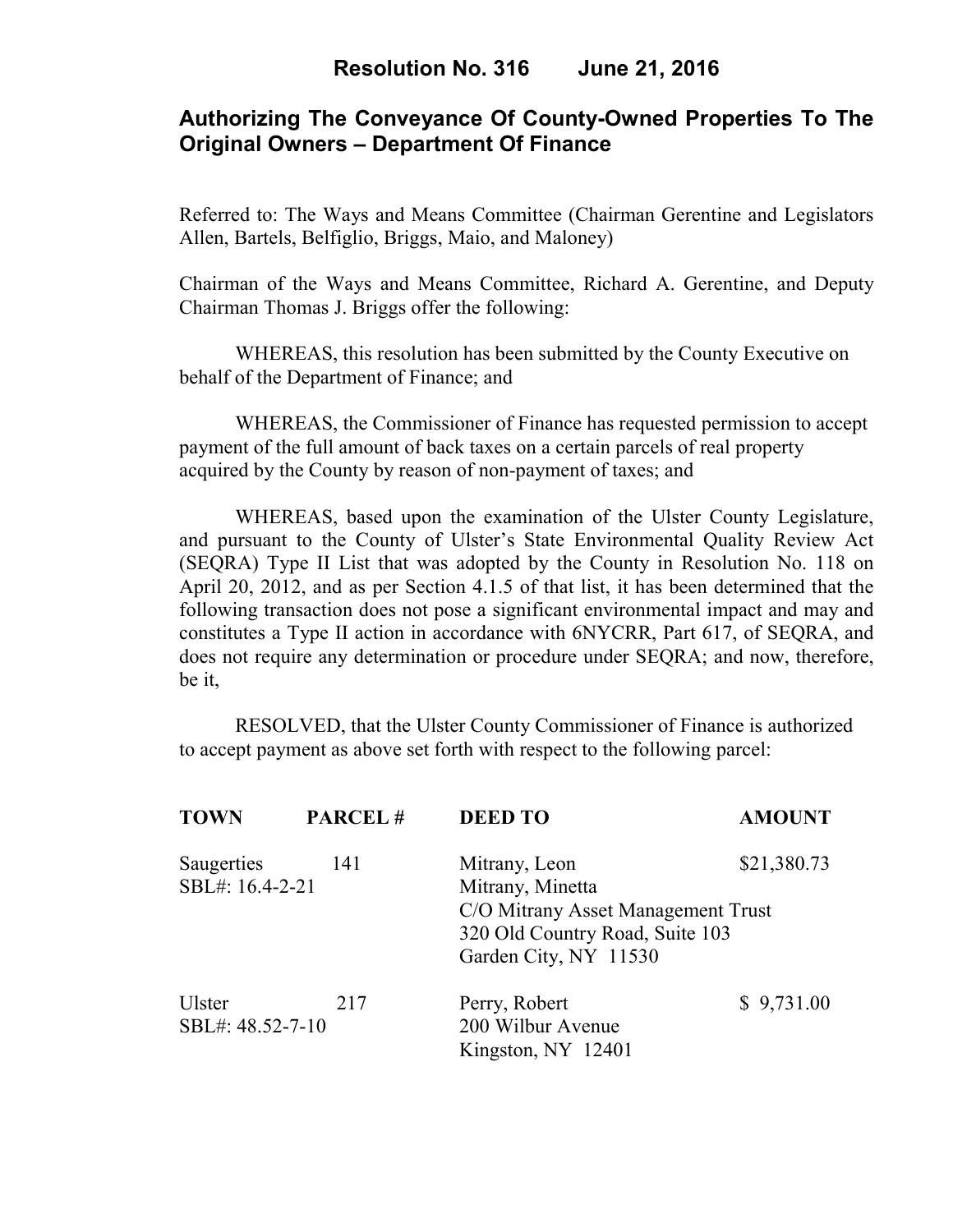# Resolution No. 316 June 21, 2016

## Authorizing The Conveyance Of County-Owned Properties To The Original Owners – Department Of Finance

Referred to: The Ways and Means Committee (Chairman Gerentine and Legislators Allen, Bartels, Belfiglio, Briggs, Maio, and Maloney)

Chairman of the Ways and Means Committee, Richard A. Gerentine, and Deputy Chairman Thomas J. Briggs offer the following:

WHEREAS, this resolution has been submitted by the County Executive on behalf of the Department of Finance; and

WHEREAS, the Commissioner of Finance has requested permission to accept payment of the full amount of back taxes on a certain parcels of real property acquired by the County by reason of non-payment of taxes; and

WHEREAS, based upon the examination of the Ulster County Legislature, and pursuant to the County of Ulster's State Environmental Quality Review Act (SEQRA) Type II List that was adopted by the County in Resolution No. 118 on April 20, 2012, and as per Section 4.1.5 of that list, it has been determined that the following transaction does not pose a significant environmental impact and may and constitutes a Type II action in accordance with 6NYCRR, Part 617, of SEQRA, and does not require any determination or procedure under SEQRA; and now, therefore, be it,

RESOLVED, that the Ulster County Commissioner of Finance is authorized to accept payment as above set forth with respect to the following parcel:

| TOWN | PARCEL # | DEED TO | AMOUNT |
|---|---|---|---|
| Saugerties<br>SBL#: 16.4-2-21 | 141 | Mitrany, Leon<br>Mitrany, Minetta<br>C/O Mitrany Asset Management Trust<br>320 Old Country Road, Suite 103<br>Garden City, NY 11530 | $21,380.73 |
| Ulster<br>SBL#: 48.52-7-10 | 217 | Perry, Robert<br>200 Wilbur Avenue<br>Kingston, NY 12401 | $ 9,731.00 |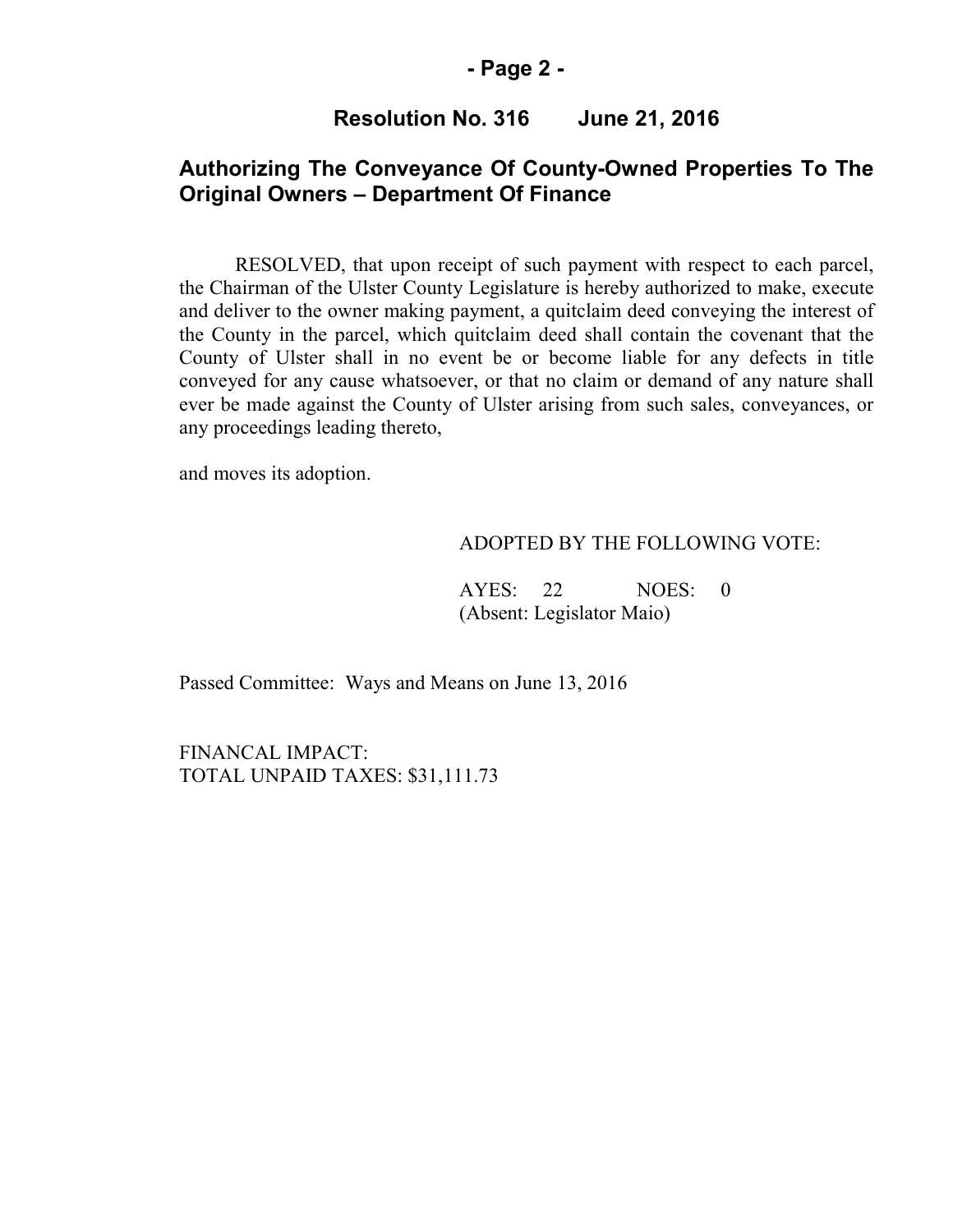## Resolution No. 316 June 21, 2016

## Authorizing The Conveyance Of County-Owned Properties To The Original Owners – Department Of Finance

RESOLVED, that upon receipt of such payment with respect to each parcel, the Chairman of the Ulster County Legislature is hereby authorized to make, execute and deliver to the owner making payment, a quitclaim deed conveying the interest of the County in the parcel, which quitclaim deed shall contain the covenant that the County of Ulster shall in no event be or become liable for any defects in title conveyed for any cause whatsoever, or that no claim or demand of any nature shall ever be made against the County of Ulster arising from such sales, conveyances, or any proceedings leading thereto,

and moves its adoption.

ADOPTED BY THE FOLLOWING VOTE:

AYES: 22 NOES: 0
(Absent: Legislator Maio)

Passed Committee: Ways and Means on June 13, 2016

FINANCAL IMPACT:
TOTAL UNPAID TAXES: $31,111.73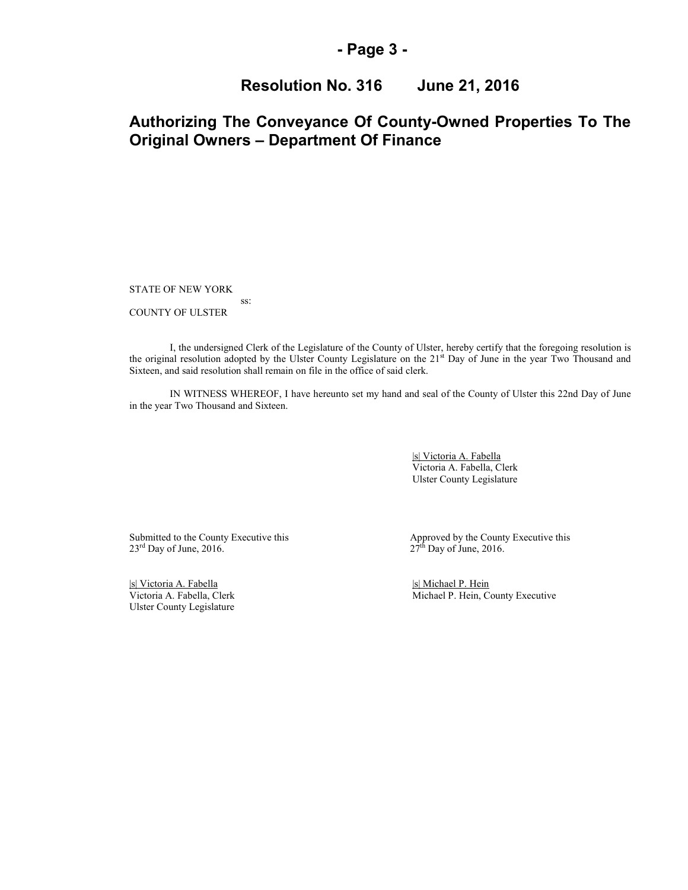## Resolution No. 316 June 21, 2016

# Authorizing The Conveyance Of County-Owned Properties To The Original Owners – Department Of Finance

STATE OF NEW YORK
ss:
COUNTY OF ULSTER

I, the undersigned Clerk of the Legislature of the County of Ulster, hereby certify that the foregoing resolution is the original resolution adopted by the Ulster County Legislature on the 21st Day of June in the year Two Thousand and Sixteen, and said resolution shall remain on file in the office of said clerk.

IN WITNESS WHEREOF, I have hereunto set my hand and seal of the County of Ulster this 22nd Day of June in the year Two Thousand and Sixteen.

|s| Victoria A. Fabella
Victoria A. Fabella, Clerk
Ulster County Legislature

Submitted to the County Executive this
23rd Day of June, 2016.

|s| Victoria A. Fabella
Victoria A. Fabella, Clerk
Ulster County Legislature

Approved by the County Executive this
27th Day of June, 2016.

|s| Michael P. Hein
Michael P. Hein, County Executive